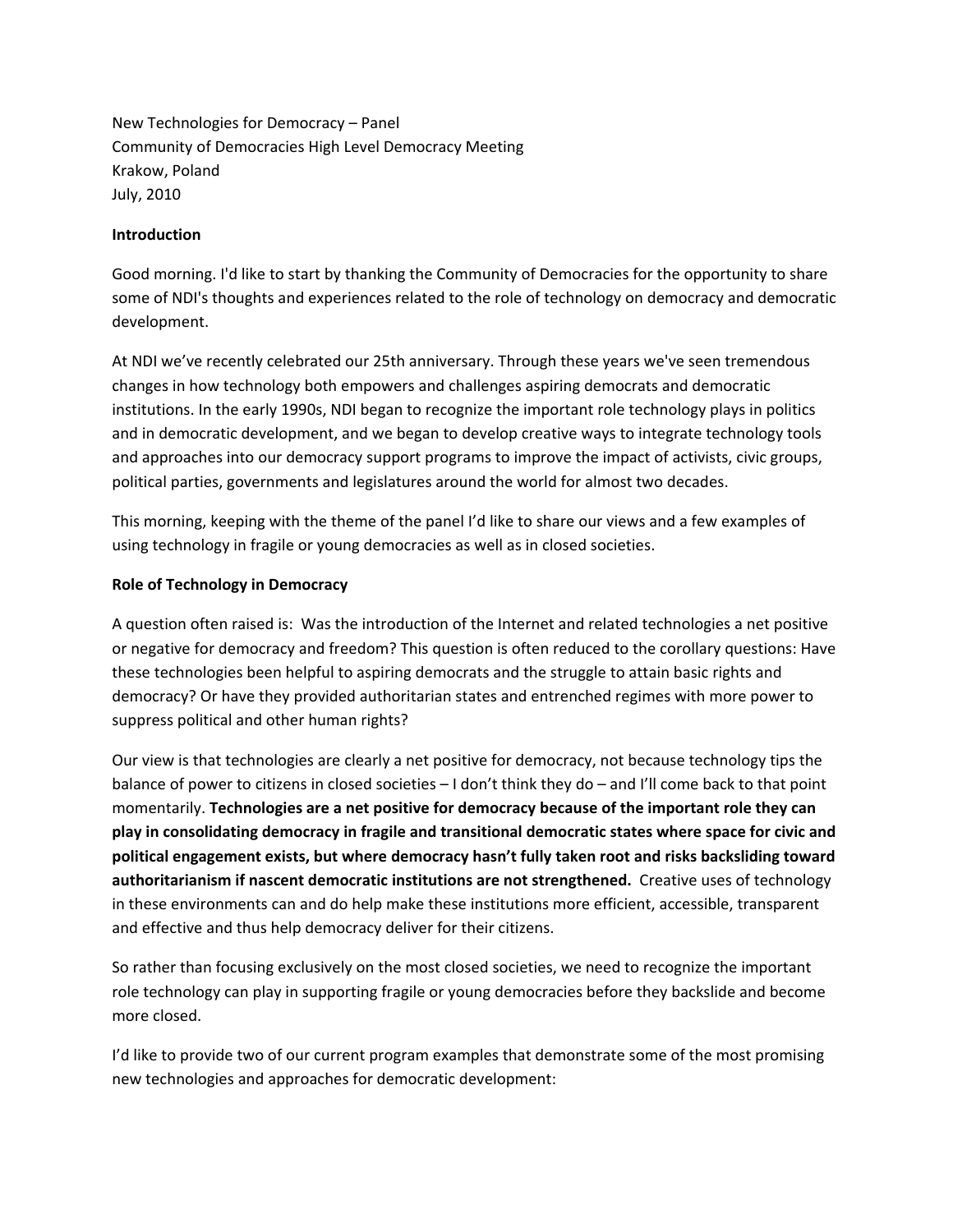New Technologies for Democracy – Panel
Community of Democracies High Level Democracy Meeting
Krakow, Poland
July, 2010

**Introduction**

Good morning. I'd like to start by thanking the Community of Democracies for the opportunity to share some of NDI's thoughts and experiences related to the role of technology on democracy and democratic development.

At NDI we've recently celebrated our 25th anniversary. Through these years we've seen tremendous changes in how technology both empowers and challenges aspiring democrats and democratic institutions. In the early 1990s, NDI began to recognize the important role technology plays in politics and in democratic development, and we began to develop creative ways to integrate technology tools and approaches into our democracy support programs to improve the impact of activists, civic groups, political parties, governments and legislatures around the world for almost two decades.

This morning, keeping with the theme of the panel I'd like to share our views and a few examples of using technology in fragile or young democracies as well as in closed societies.

**Role of Technology in Democracy**

A question often raised is: Was the introduction of the Internet and related technologies a net positive or negative for democracy and freedom? This question is often reduced to the corollary questions: Have these technologies been helpful to aspiring democrats and the struggle to attain basic rights and democracy? Or have they provided authoritarian states and entrenched regimes with more power to suppress political and other human rights?

Our view is that technologies are clearly a net positive for democracy, not because technology tips the balance of power to citizens in closed societies – I don't think they do – and I'll come back to that point momentarily. **Technologies are a net positive for democracy because of the important role they can play in consolidating democracy in fragile and transitional democratic states where space for civic and political engagement exists, but where democracy hasn't fully taken root and risks backsliding toward authoritarianism if nascent democratic institutions are not strengthened.** Creative uses of technology in these environments can and do help make these institutions more efficient, accessible, transparent and effective and thus help democracy deliver for their citizens.

So rather than focusing exclusively on the most closed societies, we need to recognize the important role technology can play in supporting fragile or young democracies before they backslide and become more closed.

I'd like to provide two of our current program examples that demonstrate some of the most promising new technologies and approaches for democratic development: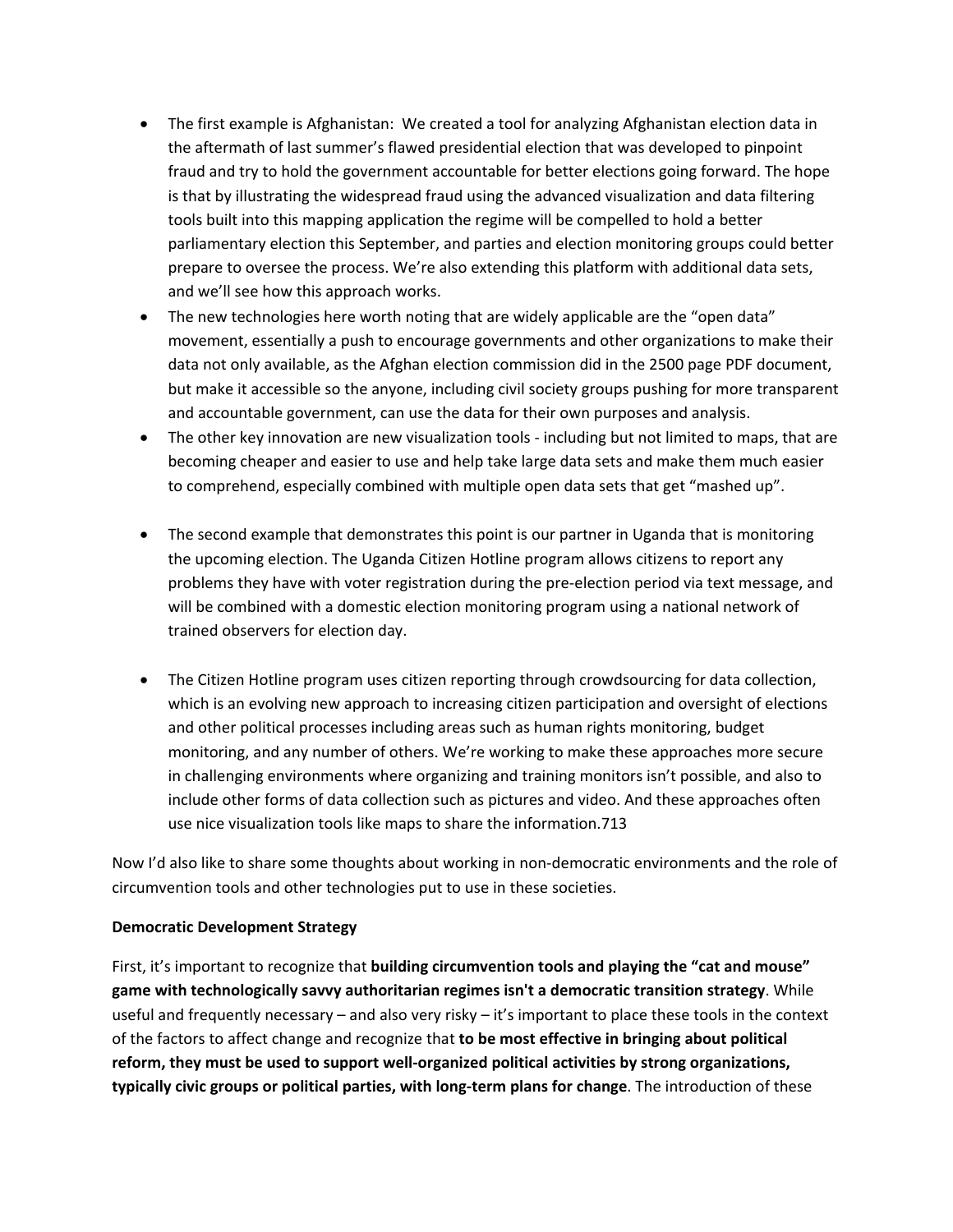- The first example is Afghanistan: We created a tool for analyzing Afghanistan election data in the aftermath of last summer's flawed presidential election that was developed to pinpoint fraud and try to hold the government accountable for better elections going forward. The hope is that by illustrating the widespread fraud using the advanced visualization and data filtering tools built into this mapping application the regime will be compelled to hold a better parliamentary election this September, and parties and election monitoring groups could better prepare to oversee the process. We're also extending this platform with additional data sets, and we'll see how this approach works.
- The new technologies here worth noting that are widely applicable are the "open data" movement, essentially a push to encourage governments and other organizations to make their data not only available, as the Afghan election commission did in the 2500 page PDF document, but make it accessible so the anyone, including civil society groups pushing for more transparent and accountable government, can use the data for their own purposes and analysis.
- The other key innovation are new visualization tools - including but not limited to maps, that are becoming cheaper and easier to use and help take large data sets and make them much easier to comprehend, especially combined with multiple open data sets that get "mashed up".

- The second example that demonstrates this point is our partner in Uganda that is monitoring the upcoming election. The Uganda Citizen Hotline program allows citizens to report any problems they have with voter registration during the pre-election period via text message, and will be combined with a domestic election monitoring program using a national network of trained observers for election day.

- The Citizen Hotline program uses citizen reporting through crowdsourcing for data collection, which is an evolving new approach to increasing citizen participation and oversight of elections and other political processes including areas such as human rights monitoring, budget monitoring, and any number of others. We're working to make these approaches more secure in challenging environments where organizing and training monitors isn't possible, and also to include other forms of data collection such as pictures and video. And these approaches often use nice visualization tools like maps to share the information.713

Now I'd also like to share some thoughts about working in non-democratic environments and the role of circumvention tools and other technologies put to use in these societies.

**Democratic Development Strategy**

First, it's important to recognize that **building circumvention tools and playing the "cat and mouse" game with technologically savvy authoritarian regimes isn't a democratic transition strategy**. While useful and frequently necessary – and also very risky – it's important to place these tools in the context of the factors to affect change and recognize that **to be most effective in bringing about political reform, they must be used to support well-organized political activities by strong organizations, typically civic groups or political parties, with long-term plans for change**. The introduction of these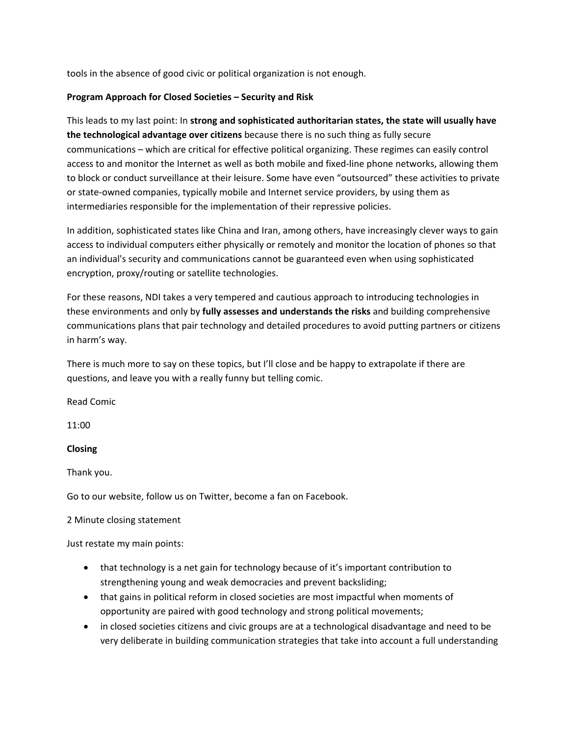tools in the absence of good civic or political organization is not enough.

**Program Approach for Closed Societies – Security and Risk**

This leads to my last point: In **strong and sophisticated authoritarian states, the state will usually have the technological advantage over citizens** because there is no such thing as fully secure communications – which are critical for effective political organizing. These regimes can easily control access to and monitor the Internet as well as both mobile and fixed-line phone networks, allowing them to block or conduct surveillance at their leisure. Some have even "outsourced" these activities to private or state-owned companies, typically mobile and Internet service providers, by using them as intermediaries responsible for the implementation of their repressive policies.

In addition, sophisticated states like China and Iran, among others, have increasingly clever ways to gain access to individual computers either physically or remotely and monitor the location of phones so that an individual's security and communications cannot be guaranteed even when using sophisticated encryption, proxy/routing or satellite technologies.

For these reasons, NDI takes a very tempered and cautious approach to introducing technologies in these environments and only by **fully assesses and understands the risks** and building comprehensive communications plans that pair technology and detailed procedures to avoid putting partners or citizens in harm's way.

There is much more to say on these topics, but I'll close and be happy to extrapolate if there are questions, and leave you with a really funny but telling comic.

Read Comic

11:00

**Closing**

Thank you.

Go to our website, follow us on Twitter, become a fan on Facebook.

2 Minute closing statement

Just restate my main points:

- that technology is a net gain for technology because of it's important contribution to strengthening young and weak democracies and prevent backsliding;
- that gains in political reform in closed societies are most impactful when moments of opportunity are paired with good technology and strong political movements;
- in closed societies citizens and civic groups are at a technological disadvantage and need to be very deliberate in building communication strategies that take into account a full understanding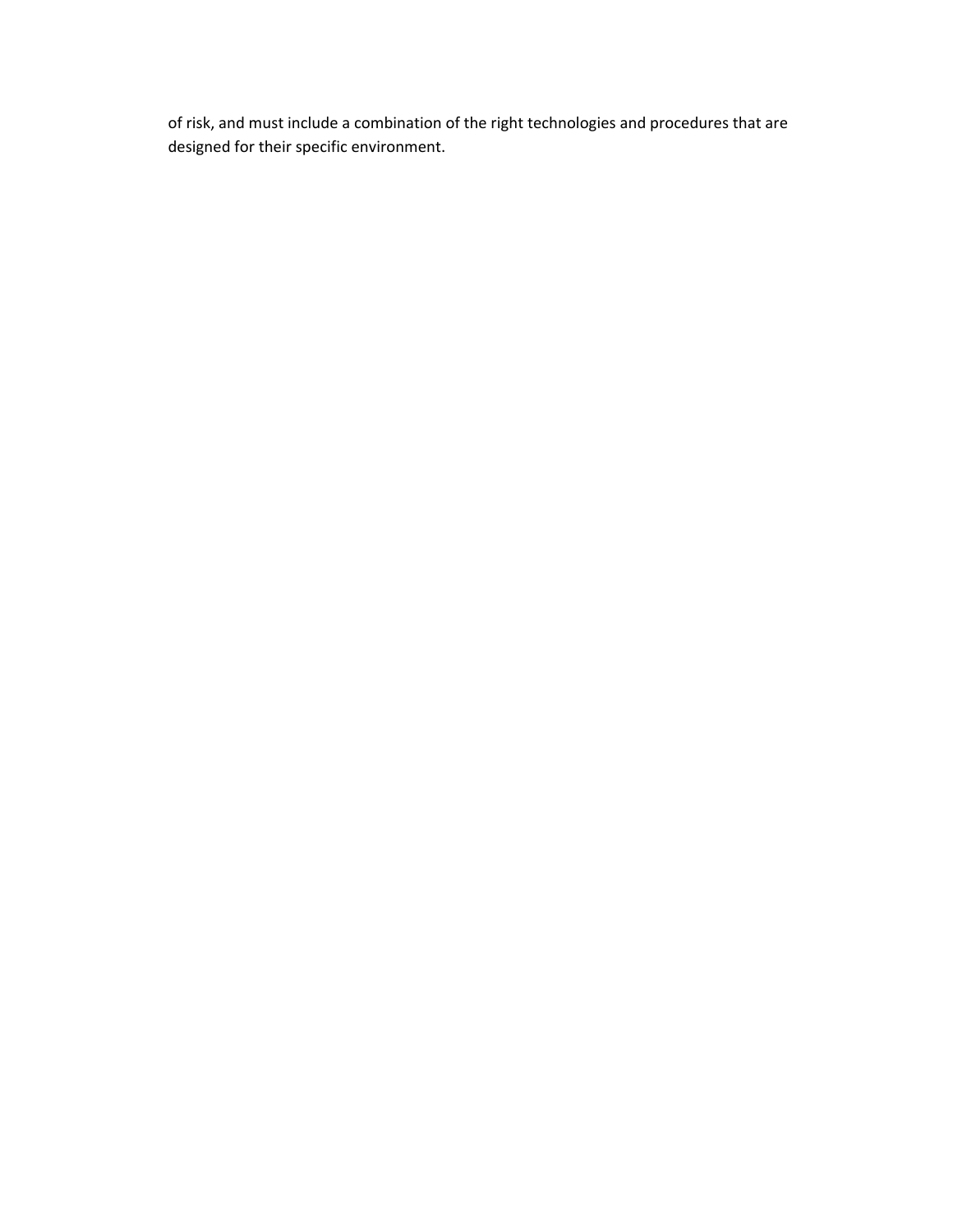of risk, and must include a combination of the right technologies and procedures that are designed for their specific environment.